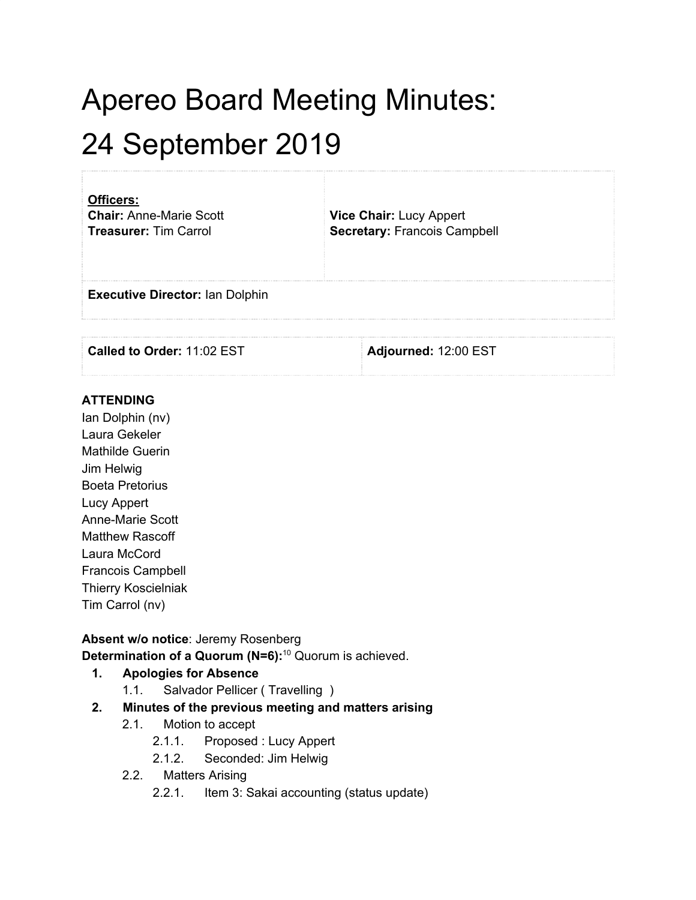# Apereo Board Meeting Minutes:
# 24 September 2019

| **Officers:**<br>**Chair:** Anne-Marie Scott<br>**Treasurer:** Tim Carrol | **Vice Chair:** Lucy Appert<br>**Secretary:** Francois Campbell |
| --- | --- |
| **Executive Director:** Ian Dolphin | |

| **Called to Order:** 11:02 EST | **Adjourned:** 12:00 EST |
| --- | --- |

**ATTENDING**

Ian Dolphin (nv)
Laura Gekeler
Mathilde Guerin
Jim Helwig
Boeta Pretorius
Lucy Appert
Anne-Marie Scott
Matthew Rascoff
Laura McCord
Francois Campbell
Thierry Koscielniak
Tim Carrol (nv)

**Absent w/o notice**: Jeremy Rosenberg
**Determination of a Quorum (N=6):**[10] Quorum is achieved.

1. **Apologies for Absence**
   1.1. Salvador Pellicer ( Travelling )
2. **Minutes of the previous meeting and matters arising**
   2.1. Motion to accept
      2.1.1. Proposed : Lucy Appert
      2.1.2. Seconded: Jim Helwig
   2.2. Matters Arising
      2.2.1. Item 3: Sakai accounting (status update)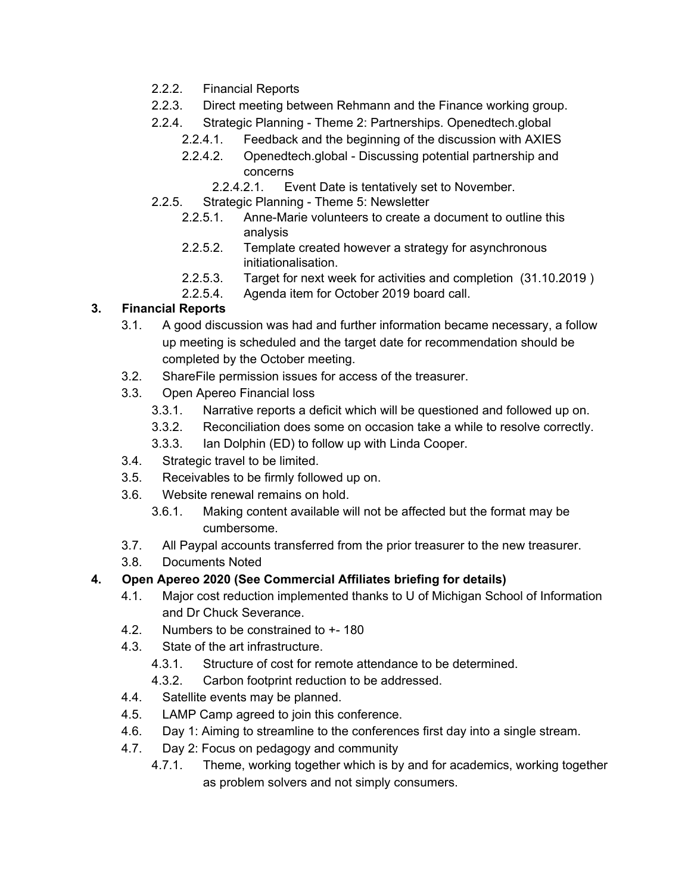- 2.2.2. Financial Reports
- 2.2.3. Direct meeting between Rehmann and the Finance working group.
- 2.2.4. Strategic Planning - Theme 2: Partnerships. Openedtech.global
  - 2.2.4.1. Feedback and the beginning of the discussion with AXIES
  - 2.2.4.2. Openedtech.global - Discussing potential partnership and concerns
    - 2.2.4.2.1. Event Date is tentatively set to November.
- 2.2.5. Strategic Planning - Theme 5: Newsletter
  - 2.2.5.1. Anne-Marie volunteers to create a document to outline this analysis
  - 2.2.5.2. Template created however a strategy for asynchronous initiationalisation.
  - 2.2.5.3. Target for next week for activities and completion (31.10.2019 )
  - 2.2.5.4. Agenda item for October 2019 board call.

**3. Financial Reports**

- 3.1. A good discussion was had and further information became necessary, a follow up meeting is scheduled and the target date for recommendation should be completed by the October meeting.
- 3.2. ShareFile permission issues for access of the treasurer.
- 3.3. Open Apereo Financial loss
  - 3.3.1. Narrative reports a deficit which will be questioned and followed up on.
  - 3.3.2. Reconciliation does some on occasion take a while to resolve correctly.
  - 3.3.3. Ian Dolphin (ED) to follow up with Linda Cooper.
- 3.4. Strategic travel to be limited.
- 3.5. Receivables to be firmly followed up on.
- 3.6. Website renewal remains on hold.
  - 3.6.1. Making content available will not be affected but the format may be cumbersome.
- 3.7. All Paypal accounts transferred from the prior treasurer to the new treasurer.
- 3.8. Documents Noted

**4. Open Apereo 2020 (See Commercial Affiliates briefing for details)**

- 4.1. Major cost reduction implemented thanks to U of Michigan School of Information and Dr Chuck Severance.
- 4.2. Numbers to be constrained to +- 180
- 4.3. State of the art infrastructure.
  - 4.3.1. Structure of cost for remote attendance to be determined.
  - 4.3.2. Carbon footprint reduction to be addressed.
- 4.4. Satellite events may be planned.
- 4.5. LAMP Camp agreed to join this conference.
- 4.6. Day 1: Aiming to streamline to the conferences first day into a single stream.
- 4.7. Day 2: Focus on pedagogy and community
  - 4.7.1. Theme, working together which is by and for academics, working together as problem solvers and not simply consumers.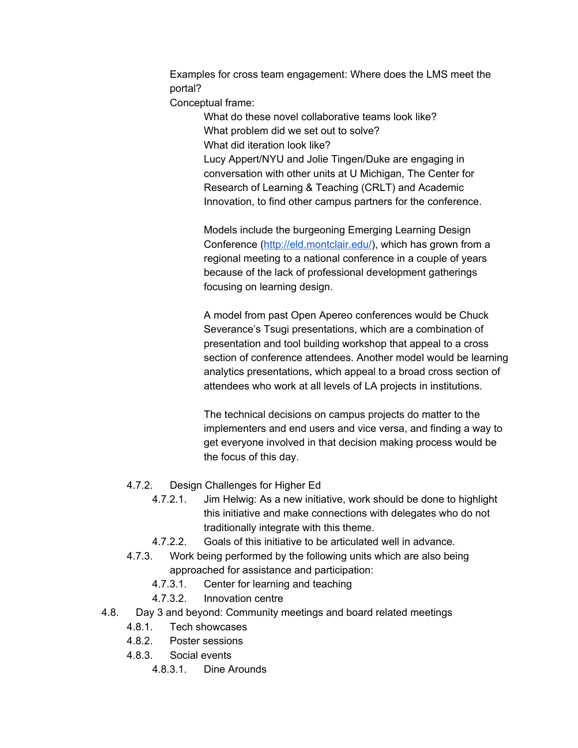Examples for cross team engagement: Where does the LMS meet the portal?

Conceptual frame:

- What do these novel collaborative teams look like?
- What problem did we set out to solve?
- What did iteration look like?
- Lucy Appert/NYU and Jolie Tingen/Duke are engaging in conversation with other units at U Michigan, The Center for Research of Learning & Teaching (CRLT) and Academic Innovation, to find other campus partners for the conference.

  Models include the burgeoning Emerging Learning Design Conference ([http://eld.montclair.edu/](http://eld.montclair.edu/)), which has grown from a regional meeting to a national conference in a couple of years because of the lack of professional development gatherings focusing on learning design.

  A model from past Open Apereo conferences would be Chuck Severance's Tsugi presentations, which are a combination of presentation and tool building workshop that appeal to a cross section of conference attendees. Another model would be learning analytics presentations, which appeal to a broad cross section of attendees who work at all levels of LA projects in institutions.

  The technical decisions on campus projects do matter to the implementers and end users and vice versa, and finding a way to get everyone involved in that decision making process would be the focus of this day.

- 4.7.2. Design Challenges for Higher Ed
  - 4.7.2.1. Jim Helwig: As a new initiative, work should be done to highlight this initiative and make connections with delegates who do not traditionally integrate with this theme.
  - 4.7.2.2. Goals of this initiative to be articulated well in advance.
- 4.7.3. Work being performed by the following units which are also being approached for assistance and participation:
  - 4.7.3.1. Center for learning and teaching
  - 4.7.3.2. Innovation centre

4.8. Day 3 and beyond: Community meetings and board related meetings

- 4.8.1. Tech showcases
- 4.8.2. Poster sessions
- 4.8.3. Social events
  - 4.8.3.1. Dine Arounds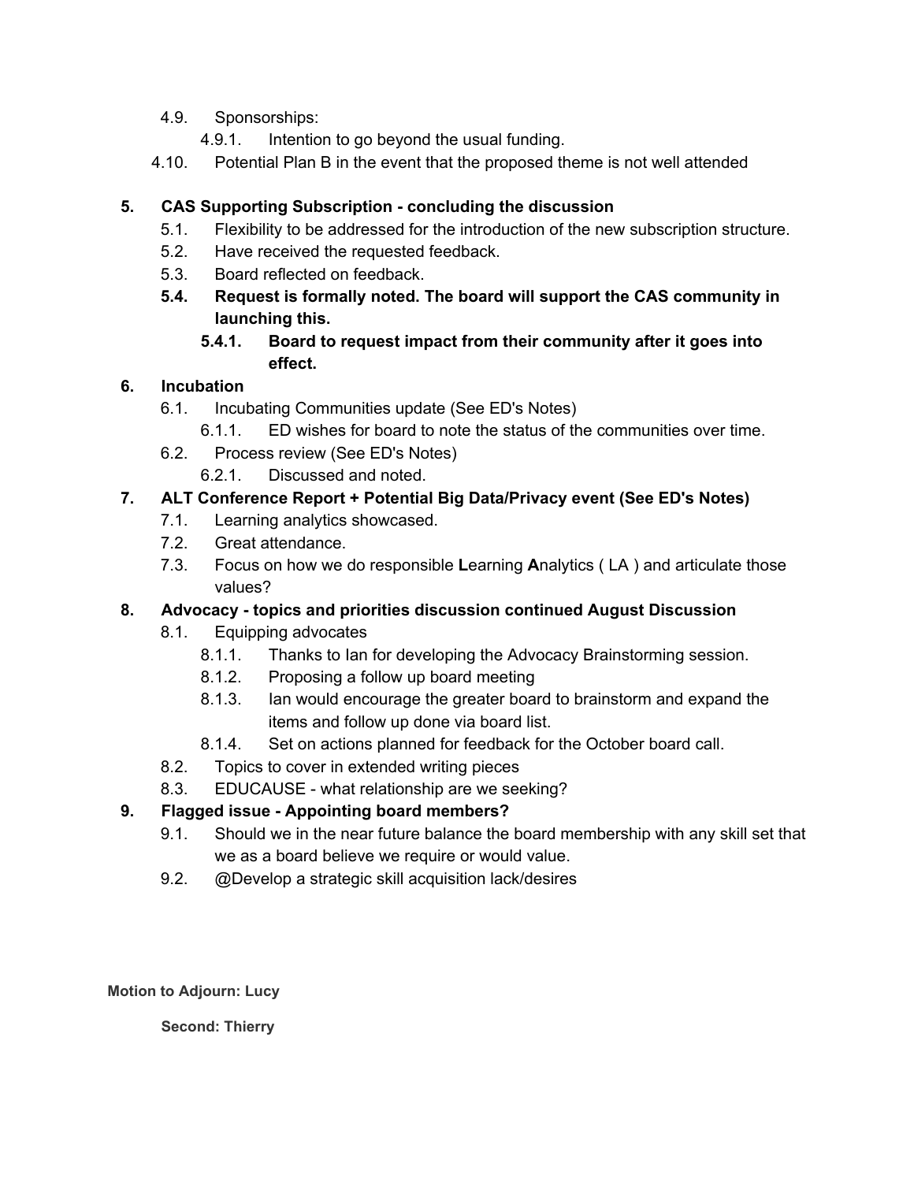- 4.9. Sponsorships:
  - 4.9.1. Intention to go beyond the usual funding.
- 4.10. Potential Plan B in the event that the proposed theme is not well attended

**5. CAS Supporting Subscription - concluding the discussion**

- 5.1. Flexibility to be addressed for the introduction of the new subscription structure.
- 5.2. Have received the requested feedback.
- 5.3. Board reflected on feedback.
- **5.4. Request is formally noted. The board will support the CAS community in launching this.**
  - **5.4.1. Board to request impact from their community after it goes into effect.**

**6. Incubation**

- 6.1. Incubating Communities update (See ED's Notes)
  - 6.1.1. ED wishes for board to note the status of the communities over time.
- 6.2. Process review (See ED's Notes)
  - 6.2.1. Discussed and noted.

**7. ALT Conference Report + Potential Big Data/Privacy event (See ED's Notes)**

- 7.1. Learning analytics showcased.
- 7.2. Great attendance.
- 7.3. Focus on how we do responsible **L**earning **A**nalytics ( LA ) and articulate those values?

**8. Advocacy - topics and priorities discussion continued August Discussion**

- 8.1. Equipping advocates
  - 8.1.1. Thanks to Ian for developing the Advocacy Brainstorming session.
  - 8.1.2. Proposing a follow up board meeting
  - 8.1.3. Ian would encourage the greater board to brainstorm and expand the items and follow up done via board list.
  - 8.1.4. Set on actions planned for feedback for the October board call.
- 8.2. Topics to cover in extended writing pieces
- 8.3. EDUCAUSE - what relationship are we seeking?

**9. Flagged issue - Appointing board members?**

- 9.1. Should we in the near future balance the board membership with any skill set that we as a board believe we require or would value.
- 9.2. @Develop a strategic skill acquisition lack/desires

**Motion to Adjourn: Lucy**

**Second: Thierry**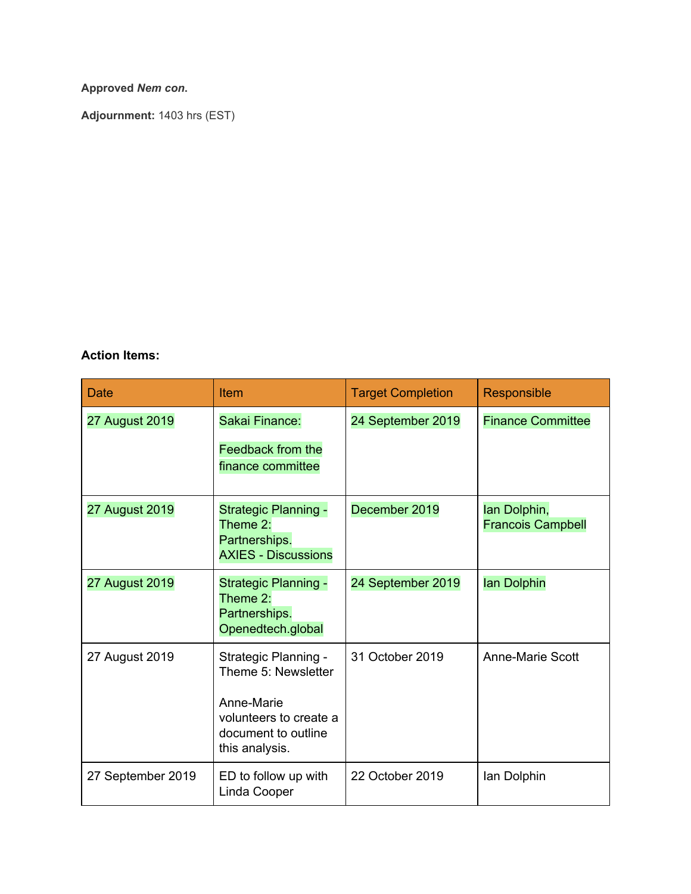**Approved *Nem con*.**

**Adjournment:** 1403 hrs (EST)

**Action Items:**

| Date | Item | Target Completion | Responsible |
|---|---|---|---|
| 27 August 2019 | Sakai Finance:<br><br>Feedback from the finance committee | 24 September 2019 | Finance Committee |
| 27 August 2019 | Strategic Planning - Theme 2: Partnerships. AXIES - Discussions | December 2019 | Ian Dolphin, Francois Campbell |
| 27 August 2019 | Strategic Planning - Theme 2: Partnerships. Openedtech.global | 24 September 2019 | Ian Dolphin |
| 27 August 2019 | Strategic Planning - Theme 5: Newsletter<br><br>Anne-Marie volunteers to create a document to outline this analysis. | 31 October 2019 | Anne-Marie Scott |
| 27 September 2019 | ED to follow up with Linda Cooper | 22 October 2019 | Ian Dolphin |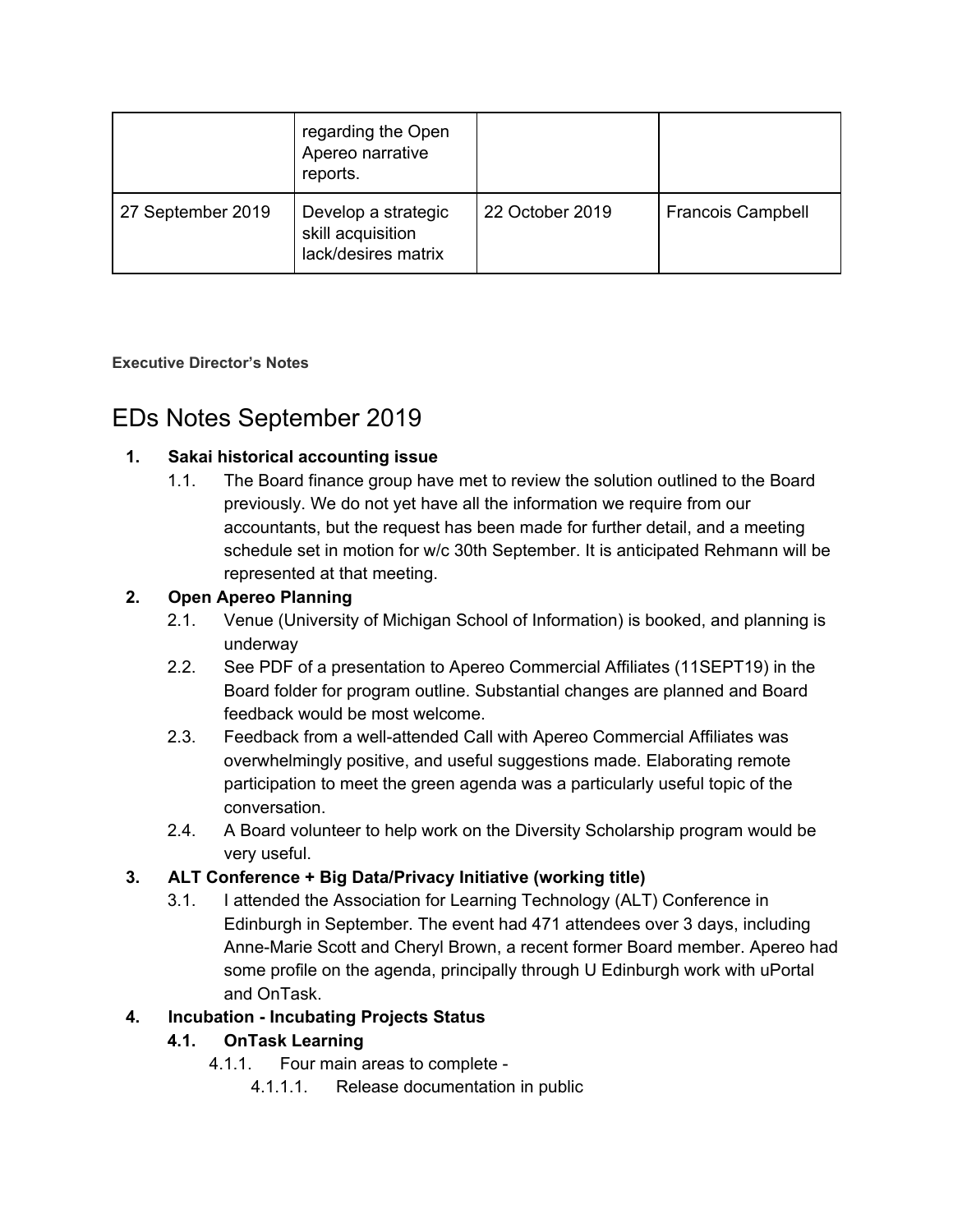| | regarding the Open Apereo narrative reports. | | |
|---|---|---|---|
| 27 September 2019 | Develop a strategic skill acquisition lack/desires matrix | 22 October 2019 | Francois Campbell |

**Executive Director's Notes**

# EDs Notes September 2019

1. **Sakai historical accounting issue**
   1.1. The Board finance group have met to review the solution outlined to the Board previously. We do not yet have all the information we require from our accountants, but the request has been made for further detail, and a meeting schedule set in motion for w/c 30th September. It is anticipated Rehmann will be represented at that meeting.
2. **Open Apereo Planning**
   2.1. Venue (University of Michigan School of Information) is booked, and planning is underway
   2.2. See PDF of a presentation to Apereo Commercial Affiliates (11SEPT19) in the Board folder for program outline. Substantial changes are planned and Board feedback would be most welcome.
   2.3. Feedback from a well-attended Call with Apereo Commercial Affiliates was overwhelmingly positive, and useful suggestions made. Elaborating remote participation to meet the green agenda was a particularly useful topic of the conversation.
   2.4. A Board volunteer to help work on the Diversity Scholarship program would be very useful.
3. **ALT Conference + Big Data/Privacy Initiative (working title)**
   3.1. I attended the Association for Learning Technology (ALT) Conference in Edinburgh in September. The event had 471 attendees over 3 days, including Anne-Marie Scott and Cheryl Brown, a recent former Board member. Apereo had some profile on the agenda, principally through U Edinburgh work with uPortal and OnTask.
4. **Incubation - Incubating Projects Status**
   **4.1. OnTask Learning**
   4.1.1. Four main areas to complete -
   4.1.1.1. Release documentation in public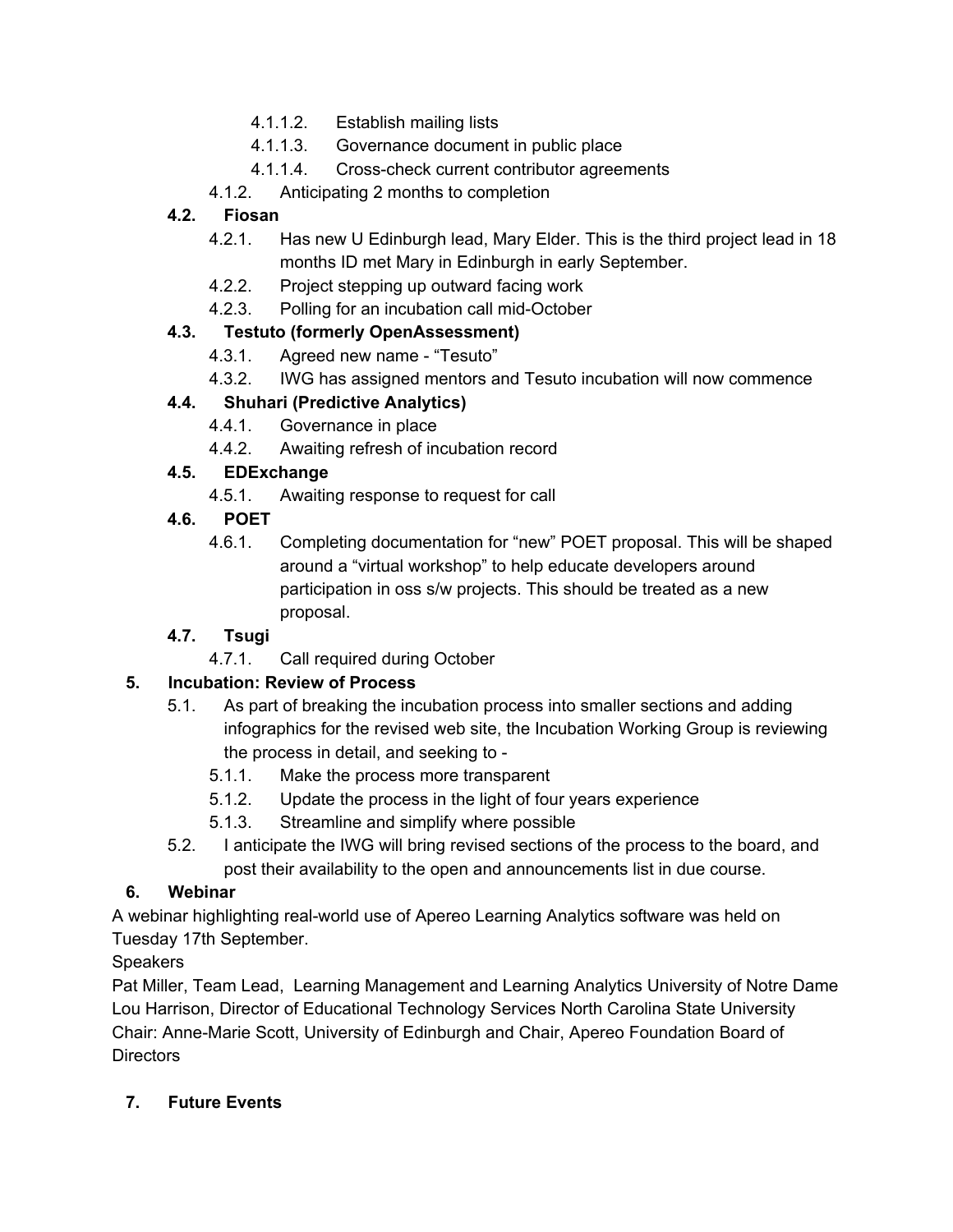- 4.1.1.2. Establish mailing lists
- 4.1.1.3. Governance document in public place
- 4.1.1.4. Cross-check current contributor agreements

4.1.2. Anticipating 2 months to completion

**4.2. Fiosan**

- 4.2.1. Has new U Edinburgh lead, Mary Elder. This is the third project lead in 18 months ID met Mary in Edinburgh in early September.
- 4.2.2. Project stepping up outward facing work
- 4.2.3. Polling for an incubation call mid-October

**4.3. Testuto (formerly OpenAssessment)**

- 4.3.1. Agreed new name - "Tesuto"
- 4.3.2. IWG has assigned mentors and Tesuto incubation will now commence

**4.4. Shuhari (Predictive Analytics)**

- 4.4.1. Governance in place
- 4.4.2. Awaiting refresh of incubation record

**4.5. EDExchange**

- 4.5.1. Awaiting response to request for call

**4.6. POET**

- 4.6.1. Completing documentation for "new" POET proposal. This will be shaped around a "virtual workshop" to help educate developers around participation in oss s/w projects. This should be treated as a new proposal.

**4.7. Tsugi**

- 4.7.1. Call required during October

**5. Incubation: Review of Process**

5.1. As part of breaking the incubation process into smaller sections and adding infographics for the revised web site, the Incubation Working Group is reviewing the process in detail, and seeking to -

- 5.1.1. Make the process more transparent
- 5.1.2. Update the process in the light of four years experience
- 5.1.3. Streamline and simplify where possible

5.2. I anticipate the IWG will bring revised sections of the process to the board, and post their availability to the open and announcements list in due course.

**6. Webinar**

A webinar highlighting real-world use of Apereo Learning Analytics software was held on Tuesday 17th September.

Speakers

Pat Miller, Team Lead, Learning Management and Learning Analytics University of Notre Dame

Lou Harrison, Director of Educational Technology Services North Carolina State University

Chair: Anne-Marie Scott, University of Edinburgh and Chair, Apereo Foundation Board of Directors

**7. Future Events**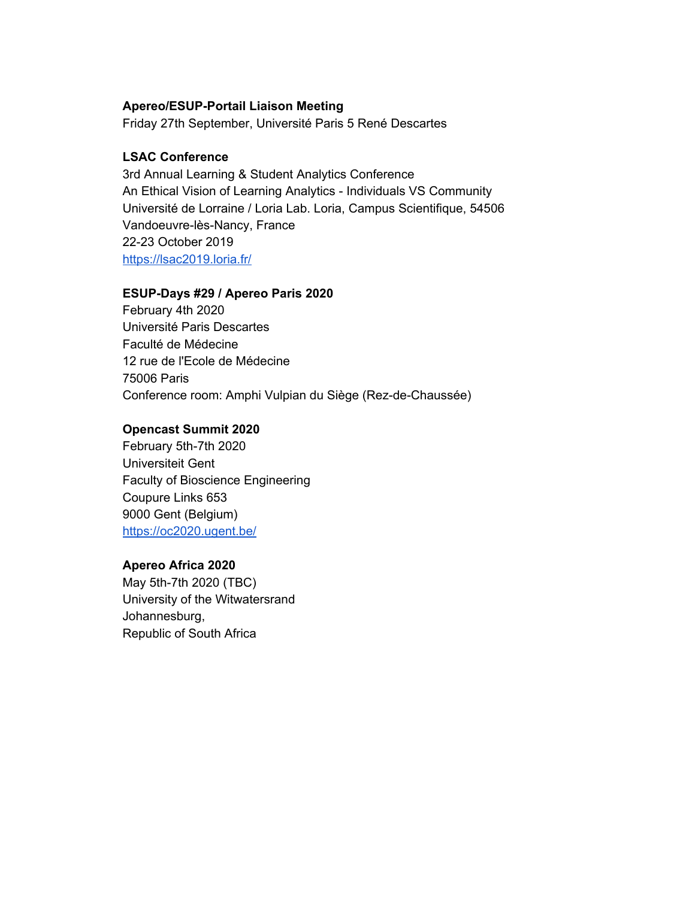**Apereo/ESUP-Portail Liaison Meeting**
Friday 27th September, Université Paris 5 René Descartes

**LSAC Conference**
3rd Annual Learning & Student Analytics Conference
An Ethical Vision of Learning Analytics - Individuals VS Community
Université de Lorraine / Loria Lab. Loria, Campus Scientifique, 54506 Vandoeuvre-lès-Nancy, France
22-23 October 2019
https://lsac2019.loria.fr/

**ESUP-Days #29 / Apereo Paris 2020**
February 4th 2020
Université Paris Descartes
Faculté de Médecine
12 rue de l'Ecole de Médecine
75006 Paris
Conference room: Amphi Vulpian du Siège (Rez-de-Chaussée)

**Opencast Summit 2020**
February 5th-7th 2020
Universiteit Gent
Faculty of Bioscience Engineering
Coupure Links 653
9000 Gent (Belgium)
https://oc2020.ugent.be/

**Apereo Africa 2020**
May 5th-7th 2020 (TBC)
University of the Witwatersrand
Johannesburg,
Republic of South Africa